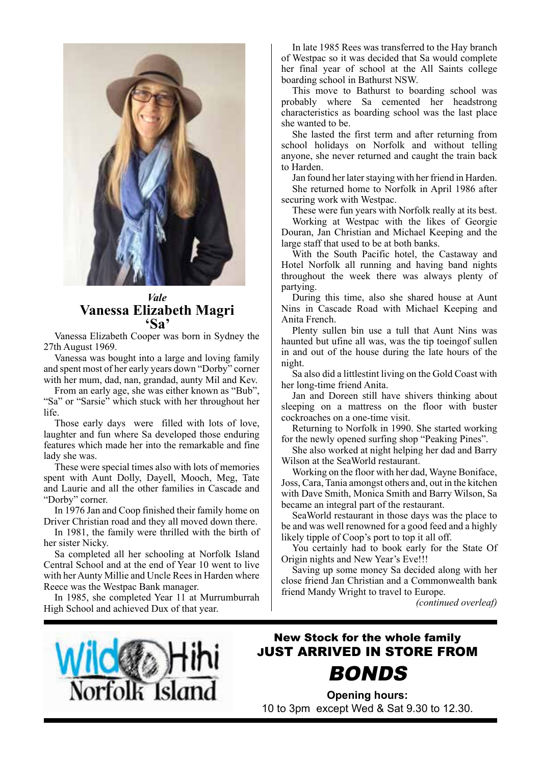*Vale*

# Vanessa Elizabeth Magri 'Sa'

Vanessa Elizabeth Cooper was born in Sydney the 27th August 1969.

Vanessa was bought into a large and loving family and spent most of her early years down "Dorby" corner with her mum, dad, nan, grandad, aunty Mil and Kev.

From an early age, she was either known as "Bub", "Sa" or "Sarsie" which stuck with her throughout her life.

Those early days were filled with lots of love, laughter and fun where Sa developed those enduring features which made her into the remarkable and fine lady she was.

These were special times also with lots of memories spent with Aunt Dolly, Dayell, Mooch, Meg, Tate and Laurie and all the other families in Cascade and "Dorby" corner.

In 1976 Jan and Coop finished their family home on Driver Christian road and they all moved down there.

In 1981, the family were thrilled with the birth of her sister Nicky.

Sa completed all her schooling at Norfolk Island Central School and at the end of Year 10 went to live with her Aunty Millie and Uncle Rees in Harden where Reece was the Westpac Bank manager.

In 1985, she completed Year 11 at Murrumburrah High School and achieved Dux of that year.

In late 1985 Rees was transferred to the Hay branch of Westpac so it was decided that Sa would complete her final year of school at the All Saints college boarding school in Bathurst NSW.

This move to Bathurst to boarding school was probably where Sa cemented her headstrong characteristics as boarding school was the last place she wanted to be.

She lasted the first term and after returning from school holidays on Norfolk and without telling anyone, she never returned and caught the train back to Harden.

Jan found her later staying with her friend in Harden.

She returned home to Norfolk in April 1986 after securing work with Westpac.

These were fun years with Norfolk really at its best.

Working at Westpac with the likes of Georgie Douran, Jan Christian and Michael Keeping and the large staff that used to be at both banks.

With the South Pacific hotel, the Castaway and Hotel Norfolk all running and having band nights throughout the week there was always plenty of partying.

During this time, also she shared house at Aunt Nins in Cascade Road with Michael Keeping and Anita French.

Plenty sullen bin use a tull that Aunt Nins was haunted but ufine all was, was the tip toeingof sullen in and out of the house during the late hours of the night.

Sa also did a littlestint living on the Gold Coast with her long-time friend Anita.

Jan and Doreen still have shivers thinking about sleeping on a mattress on the floor with buster cockroaches on a one-time visit.

Returning to Norfolk in 1990. She started working for the newly opened surfing shop "Peaking Pines".

She also worked at night helping her dad and Barry Wilson at the SeaWorld restaurant.

Working on the floor with her dad, Wayne Boniface, Joss, Cara, Tania amongst others and, out in the kitchen with Dave Smith, Monica Smith and Barry Wilson, Sa became an integral part of the restaurant.

SeaWorld restaurant in those days was the place to be and was well renowned for a good feed and a highly likely tipple of Coop's port to top it all off.

You certainly had to book early for the State Of Origin nights and New Year's Eve!!!

Saving up some money Sa decided along with her close friend Jan Christian and a Commonwealth bank friend Mandy Wright to travel to Europe.

*(continued overleaf)*

---

Wild Hihi Norfolk Island

**New Stock for the whole family**
**JUST ARRIVED IN STORE FROM**
***BONDS***

**Opening hours:**
10 to 3pm except Wed & Sat 9.30 to 12.30.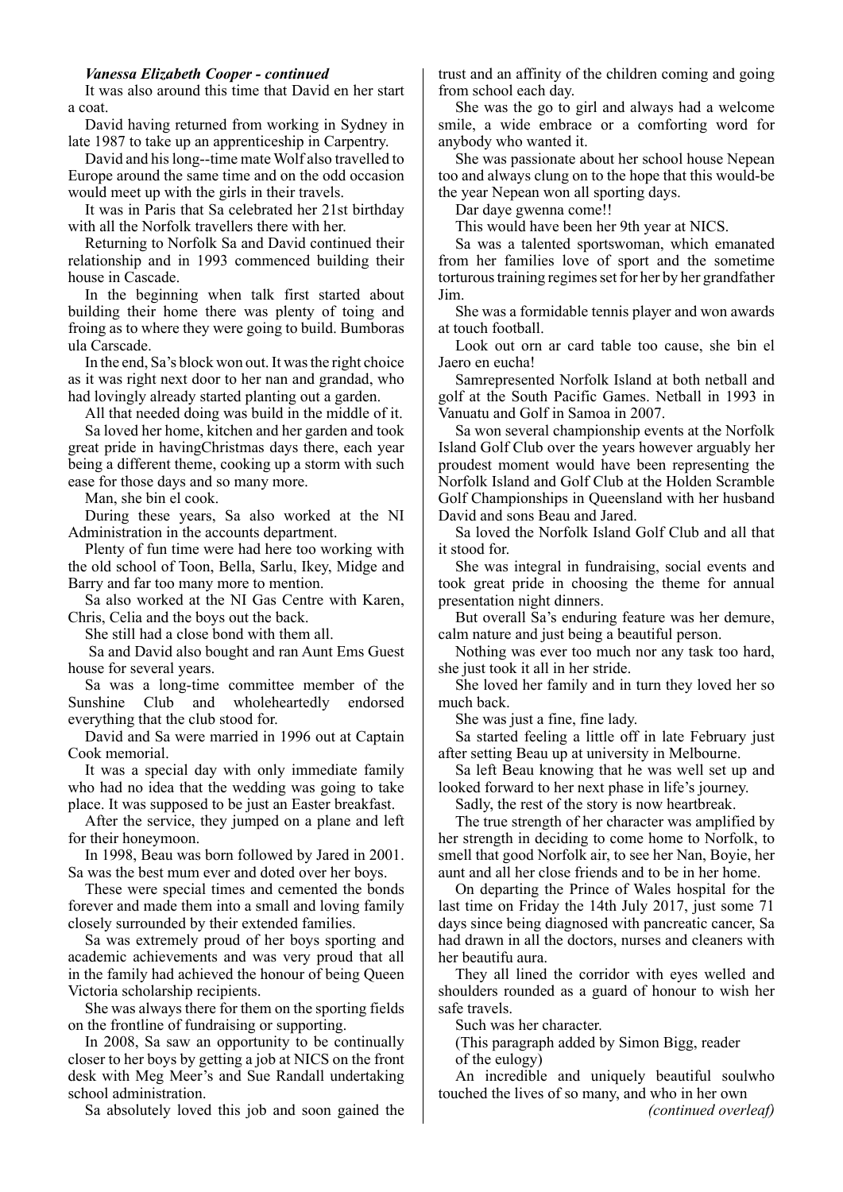***Vanessa Elizabeth Cooper - continued***

It was also around this time that David en her start a coat.

David having returned from working in Sydney in late 1987 to take up an apprenticeship in Carpentry.

David and his long--time mate Wolf also travelled to Europe around the same time and on the odd occasion would meet up with the girls in their travels.

It was in Paris that Sa celebrated her 21st birthday with all the Norfolk travellers there with her.

Returning to Norfolk Sa and David continued their relationship and in 1993 commenced building their house in Cascade.

In the beginning when talk first started about building their home there was plenty of toing and froing as to where they were going to build. Bumboras ula Carscade.

In the end, Sa's block won out. It was the right choice as it was right next door to her nan and grandad, who had lovingly already started planting out a garden.

All that needed doing was build in the middle of it.

Sa loved her home, kitchen and her garden and took great pride in havingChristmas days there, each year being a different theme, cooking up a storm with such ease for those days and so many more.

Man, she bin el cook.

During these years, Sa also worked at the NI Administration in the accounts department.

Plenty of fun time were had here too working with the old school of Toon, Bella, Sarlu, Ikey, Midge and Barry and far too many more to mention.

Sa also worked at the NI Gas Centre with Karen, Chris, Celia and the boys out the back.

She still had a close bond with them all.

Sa and David also bought and ran Aunt Ems Guest house for several years.

Sa was a long-time committee member of the Sunshine Club and wholeheartedly endorsed everything that the club stood for.

David and Sa were married in 1996 out at Captain Cook memorial.

It was a special day with only immediate family who had no idea that the wedding was going to take place. It was supposed to be just an Easter breakfast.

After the service, they jumped on a plane and left for their honeymoon.

In 1998, Beau was born followed by Jared in 2001. Sa was the best mum ever and doted over her boys.

These were special times and cemented the bonds forever and made them into a small and loving family closely surrounded by their extended families.

Sa was extremely proud of her boys sporting and academic achievements and was very proud that all in the family had achieved the honour of being Queen Victoria scholarship recipients.

She was always there for them on the sporting fields on the frontline of fundraising or supporting.

In 2008, Sa saw an opportunity to be continually closer to her boys by getting a job at NICS on the front desk with Meg Meer's and Sue Randall undertaking school administration.

Sa absolutely loved this job and soon gained the trust and an affinity of the children coming and going from school each day.

She was the go to girl and always had a welcome smile, a wide embrace or a comforting word for anybody who wanted it.

She was passionate about her school house Nepean too and always clung on to the hope that this would-be the year Nepean won all sporting days.

Dar daye gwenna come!!

This would have been her 9th year at NICS.

Sa was a talented sportswoman, which emanated from her families love of sport and the sometime torturous training regimes set for her by her grandfather Jim.

She was a formidable tennis player and won awards at touch football.

Look out orn ar card table too cause, she bin el Jaero en eucha!

Samrepresented Norfolk Island at both netball and golf at the South Pacific Games. Netball in 1993 in Vanuatu and Golf in Samoa in 2007.

Sa won several championship events at the Norfolk Island Golf Club over the years however arguably her proudest moment would have been representing the Norfolk Island and Golf Club at the Holden Scramble Golf Championships in Queensland with her husband David and sons Beau and Jared.

Sa loved the Norfolk Island Golf Club and all that it stood for.

She was integral in fundraising, social events and took great pride in choosing the theme for annual presentation night dinners.

But overall Sa's enduring feature was her demure, calm nature and just being a beautiful person.

Nothing was ever too much nor any task too hard, she just took it all in her stride.

She loved her family and in turn they loved her so much back.

She was just a fine, fine lady.

Sa started feeling a little off in late February just after setting Beau up at university in Melbourne.

Sa left Beau knowing that he was well set up and looked forward to her next phase in life's journey.

Sadly, the rest of the story is now heartbreak.

The true strength of her character was amplified by her strength in deciding to come home to Norfolk, to smell that good Norfolk air, to see her Nan, Boyie, her aunt and all her close friends and to be in her home.

On departing the Prince of Wales hospital for the last time on Friday the 14th July 2017, just some 71 days since being diagnosed with pancreatic cancer, Sa had drawn in all the doctors, nurses and cleaners with her beautifu aura.

They all lined the corridor with eyes welled and shoulders rounded as a guard of honour to wish her safe travels.

Such was her character.

(This paragraph added by Simon Bigg, reader of the eulogy)

An incredible and uniquely beautiful soulwho touched the lives of so many, and who in her own

*(continued overleaf)*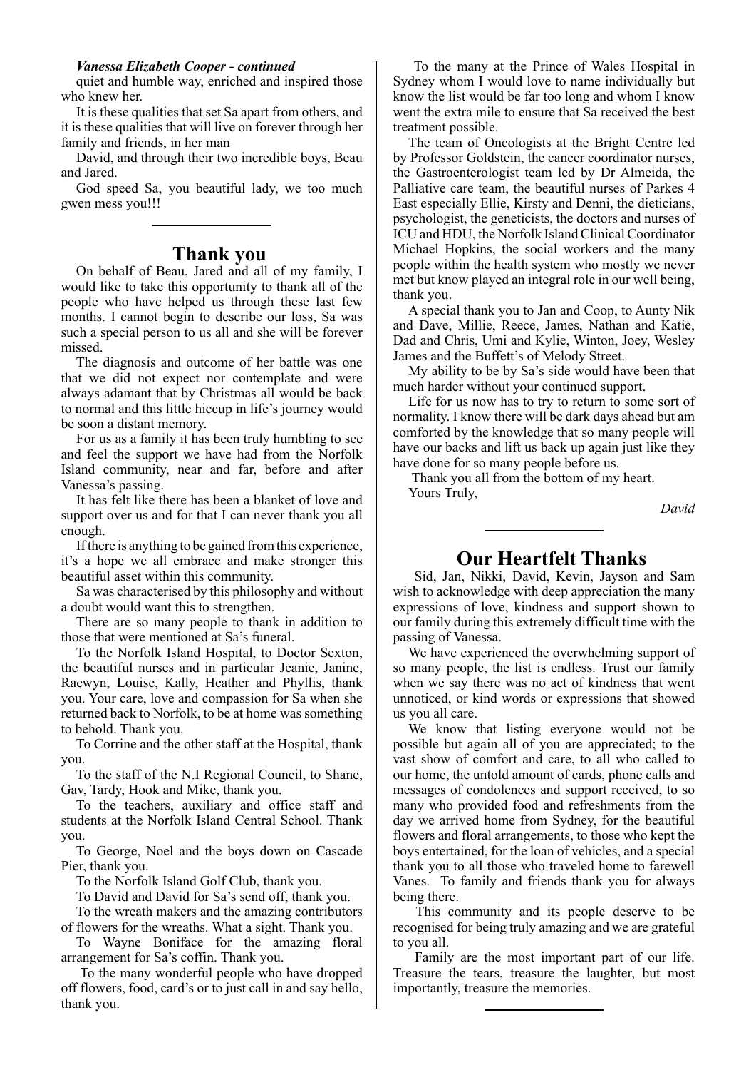***Vanessa Elizabeth Cooper - continued***

quiet and humble way, enriched and inspired those who knew her.

It is these qualities that set Sa apart from others, and it is these qualities that will live on forever through her family and friends, in her man

David, and through their two incredible boys, Beau and Jared.

God speed Sa, you beautiful lady, we too much gwen mess you!!!

---

## Thank you

On behalf of Beau, Jared and all of my family, I would like to take this opportunity to thank all of the people who have helped us through these last few months. I cannot begin to describe our loss, Sa was such a special person to us all and she will be forever missed.

The diagnosis and outcome of her battle was one that we did not expect nor contemplate and were always adamant that by Christmas all would be back to normal and this little hiccup in life's journey would be soon a distant memory.

For us as a family it has been truly humbling to see and feel the support we have had from the Norfolk Island community, near and far, before and after Vanessa's passing.

It has felt like there has been a blanket of love and support over us and for that I can never thank you all enough.

If there is anything to be gained from this experience, it's a hope we all embrace and make stronger this beautiful asset within this community.

Sa was characterised by this philosophy and without a doubt would want this to strengthen.

There are so many people to thank in addition to those that were mentioned at Sa's funeral.

To the Norfolk Island Hospital, to Doctor Sexton, the beautiful nurses and in particular Jeanie, Janine, Raewyn, Louise, Kally, Heather and Phyllis, thank you. Your care, love and compassion for Sa when she returned back to Norfolk, to be at home was something to behold. Thank you.

To Corrine and the other staff at the Hospital, thank you.

To the staff of the N.I Regional Council, to Shane, Gav, Tardy, Hook and Mike, thank you.

To the teachers, auxiliary and office staff and students at the Norfolk Island Central School. Thank you.

To George, Noel and the boys down on Cascade Pier, thank you.

To the Norfolk Island Golf Club, thank you.

To David and David for Sa's send off, thank you.

To the wreath makers and the amazing contributors of flowers for the wreaths. What a sight. Thank you.

To Wayne Boniface for the amazing floral arrangement for Sa's coffin. Thank you.

To the many wonderful people who have dropped off flowers, food, card's or to just call in and say hello, thank you.

To the many at the Prince of Wales Hospital in Sydney whom I would love to name individually but know the list would be far too long and whom I know went the extra mile to ensure that Sa received the best treatment possible.

The team of Oncologists at the Bright Centre led by Professor Goldstein, the cancer coordinator nurses, the Gastroenterologist team led by Dr Almeida, the Palliative care team, the beautiful nurses of Parkes 4 East especially Ellie, Kirsty and Denni, the dieticians, psychologist, the geneticists, the doctors and nurses of ICU and HDU, the Norfolk Island Clinical Coordinator Michael Hopkins, the social workers and the many people within the health system who mostly we never met but know played an integral role in our well being, thank you.

A special thank you to Jan and Coop, to Aunty Nik and Dave, Millie, Reece, James, Nathan and Katie, Dad and Chris, Umi and Kylie, Winton, Joey, Wesley James and the Buffett's of Melody Street.

My ability to be by Sa's side would have been that much harder without your continued support.

Life for us now has to try to return to some sort of normality. I know there will be dark days ahead but am comforted by the knowledge that so many people will have our backs and lift us back up again just like they have done for so many people before us.

Thank you all from the bottom of my heart.

Yours Truly,

*David*

---

## Our Heartfelt Thanks

Sid, Jan, Nikki, David, Kevin, Jayson and Sam wish to acknowledge with deep appreciation the many expressions of love, kindness and support shown to our family during this extremely difficult time with the passing of Vanessa.

We have experienced the overwhelming support of so many people, the list is endless. Trust our family when we say there was no act of kindness that went unnoticed, or kind words or expressions that showed us you all care.

We know that listing everyone would not be possible but again all of you are appreciated; to the vast show of comfort and care, to all who called to our home, the untold amount of cards, phone calls and messages of condolences and support received, to so many who provided food and refreshments from the day we arrived home from Sydney, for the beautiful flowers and floral arrangements, to those who kept the boys entertained, for the loan of vehicles, and a special thank you to all those who traveled home to farewell Vanes. To family and friends thank you for always being there.

This community and its people deserve to be recognised for being truly amazing and we are grateful to you all.

Family are the most important part of our life. Treasure the tears, treasure the laughter, but most importantly, treasure the memories.

---